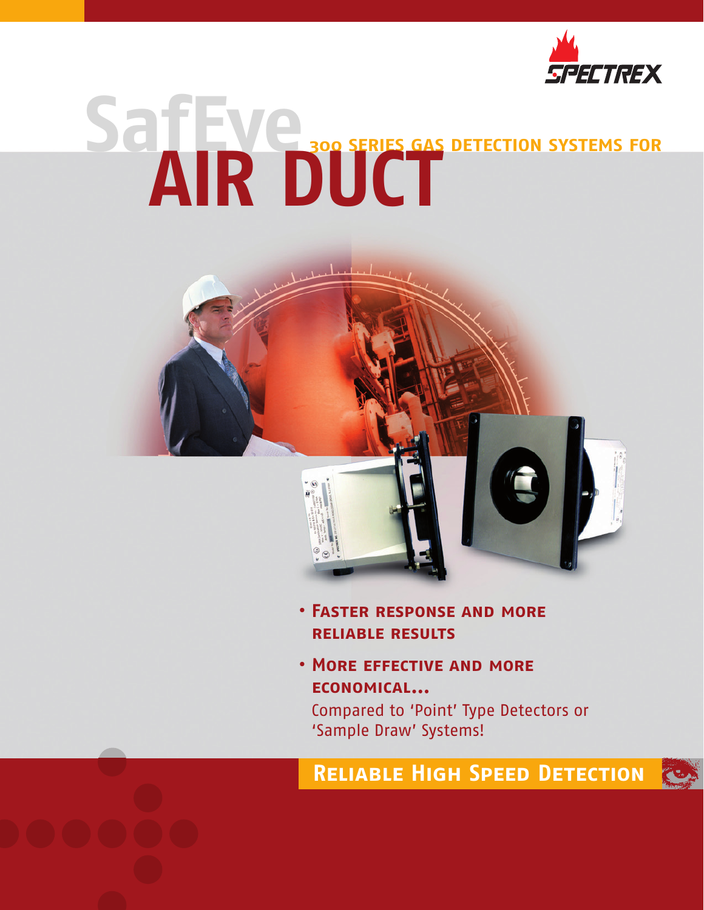SPECTREX

# SafEye

## 300 SERIES GAS DETECTION SYSTEMS FOR

# AIR DUCT

- **Faster response and more reliable results**
- **More effective and more economical...**
  Compared to 'Point' Type Detectors or 'Sample Draw' Systems!

**Reliable High Speed Detection**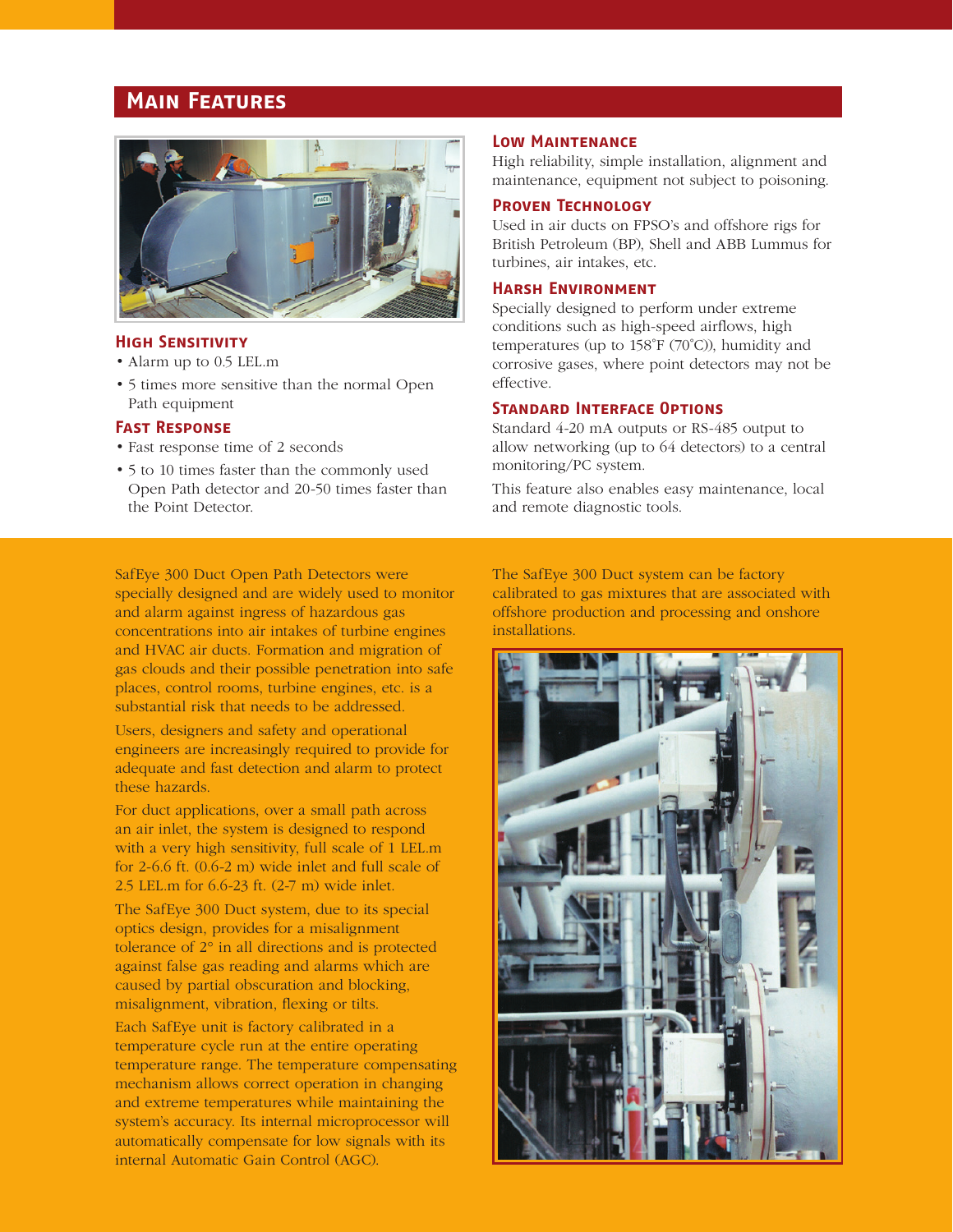## Main Features

### High Sensitivity

- Alarm up to 0.5 LEL.m
- 5 times more sensitive than the normal Open Path equipment

### Fast Response

- Fast response time of 2 seconds
- 5 to 10 times faster than the commonly used Open Path detector and 20-50 times faster than the Point Detector.

### Low Maintenance

High reliability, simple installation, alignment and maintenance, equipment not subject to poisoning.

### Proven Technology

Used in air ducts on FPSO's and offshore rigs for British Petroleum (BP), Shell and ABB Lummus for turbines, air intakes, etc.

### Harsh Environment

Specially designed to perform under extreme conditions such as high-speed airflows, high temperatures (up to 158˚F (70˚C)), humidity and corrosive gases, where point detectors may not be effective.

### Standard Interface Options

Standard 4-20 mA outputs or RS-485 output to allow networking (up to 64 detectors) to a central monitoring/PC system.

This feature also enables easy maintenance, local and remote diagnostic tools.

SafEye 300 Duct Open Path Detectors were specially designed and are widely used to monitor and alarm against ingress of hazardous gas concentrations into air intakes of turbine engines and HVAC air ducts. Formation and migration of gas clouds and their possible penetration into safe places, control rooms, turbine engines, etc. is a substantial risk that needs to be addressed.

Users, designers and safety and operational engineers are increasingly required to provide for adequate and fast detection and alarm to protect these hazards.

For duct applications, over a small path across an air inlet, the system is designed to respond with a very high sensitivity, full scale of 1 LEL.m for 2-6.6 ft. (0.6-2 m) wide inlet and full scale of 2.5 LEL.m for 6.6-23 ft. (2-7 m) wide inlet.

The SafEye 300 Duct system, due to its special optics design, provides for a misalignment tolerance of 2° in all directions and is protected against false gas reading and alarms which are caused by partial obscuration and blocking, misalignment, vibration, flexing or tilts.

Each SafEye unit is factory calibrated in a temperature cycle run at the entire operating temperature range. The temperature compensating mechanism allows correct operation in changing and extreme temperatures while maintaining the system's accuracy. Its internal microprocessor will automatically compensate for low signals with its internal Automatic Gain Control (AGC).

The SafEye 300 Duct system can be factory calibrated to gas mixtures that are associated with offshore production and processing and onshore installations.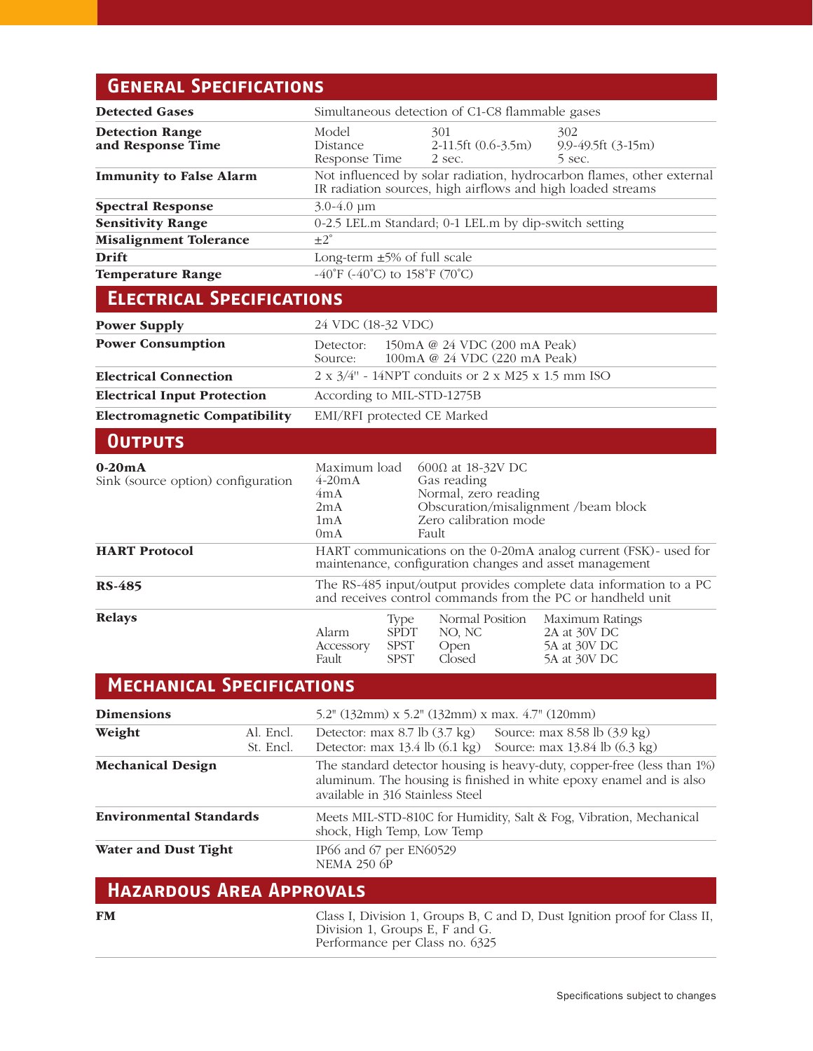## General Specifications

| | |
|---|---|
| **Detected Gases** | Simultaneous detection of C1-C8 flammable gases |
| **Detection Range and Response Time** | Model: 301 / 302<br>Distance: 2-11.5ft (0.6-3.5m) / 9.9-49.5ft (3-15m)<br>Response Time: 2 sec. / 5 sec. |
| **Immunity to False Alarm** | Not influenced by solar radiation, hydrocarbon flames, other external IR radiation sources, high airflows and high loaded streams |
| **Spectral Response** | 3.0-4.0 µm |
| **Sensitivity Range** | 0-2.5 LEL.m Standard; 0-1 LEL.m by dip-switch setting |
| **Misalignment Tolerance** | ±2˚ |
| **Drift** | Long-term ±5% of full scale |
| **Temperature Range** | -40˚F (-40˚C) to 158˚F (70˚C) |

## Electrical Specifications

| | |
|---|---|
| **Power Supply** | 24 VDC (18-32 VDC) |
| **Power Consumption** | Detector: 150mA @ 24 VDC (200 mA Peak)<br>Source: 100mA @ 24 VDC (220 mA Peak) |
| **Electrical Connection** | 2 x 3/4" - 14NPT conduits or 2 x M25 x 1.5 mm ISO |
| **Electrical Input Protection** | According to MIL-STD-1275B |
| **Electromagnetic Compatibility** | EMI/RFI protected CE Marked |

## Outputs

| | |
|---|---|
| **0-20mA**<br>Sink (source option) configuration | Maximum load: 600Ω at 18-32V DC<br>4-20mA: Gas reading<br>4mA: Normal, zero reading<br>2mA: Obscuration/misalignment /beam block<br>1mA: Zero calibration mode<br>0mA: Fault |
| **HART Protocol** | HART communications on the 0-20mA analog current (FSK)- used for maintenance, configuration changes and asset management |
| **RS-485** | The RS-485 input/output provides complete data information to a PC and receives control commands from the PC or handheld unit |

**Relays**

| | Type | Normal Position | Maximum Ratings |
|---|---|---|---|
| Alarm | SPDT | NO, NC | 2A at 30V DC |
| Accessory | SPST | Open | 5A at 30V DC |
| Fault | SPST | Closed | 5A at 30V DC |

## Mechanical Specifications

| | |
|---|---|
| **Dimensions** | 5.2" (132mm) x 5.2" (132mm) x max. 4.7" (120mm) |
| **Weight** Al. Encl. | Detector: max 8.7 lb (3.7 kg) Source: max 8.58 lb (3.9 kg) |
| **Weight** St. Encl. | Detector: max 13.4 lb (6.1 kg) Source: max 13.84 lb (6.3 kg) |
| **Mechanical Design** | The standard detector housing is heavy-duty, copper-free (less than 1%) aluminum. The housing is finished in white epoxy enamel and is also available in 316 Stainless Steel |
| **Environmental Standards** | Meets MIL-STD-810C for Humidity, Salt & Fog, Vibration, Mechanical shock, High Temp, Low Temp |
| **Water and Dust Tight** | IP66 and 67 per EN60529<br>NEMA 250 6P |

## Hazardous Area Approvals

| | |
|---|---|
| **FM** | Class I, Division 1, Groups B, C and D, Dust Ignition proof for Class II, Division 1, Groups E, F and G.<br>Performance per Class no. 6325 |

Specifications subject to changes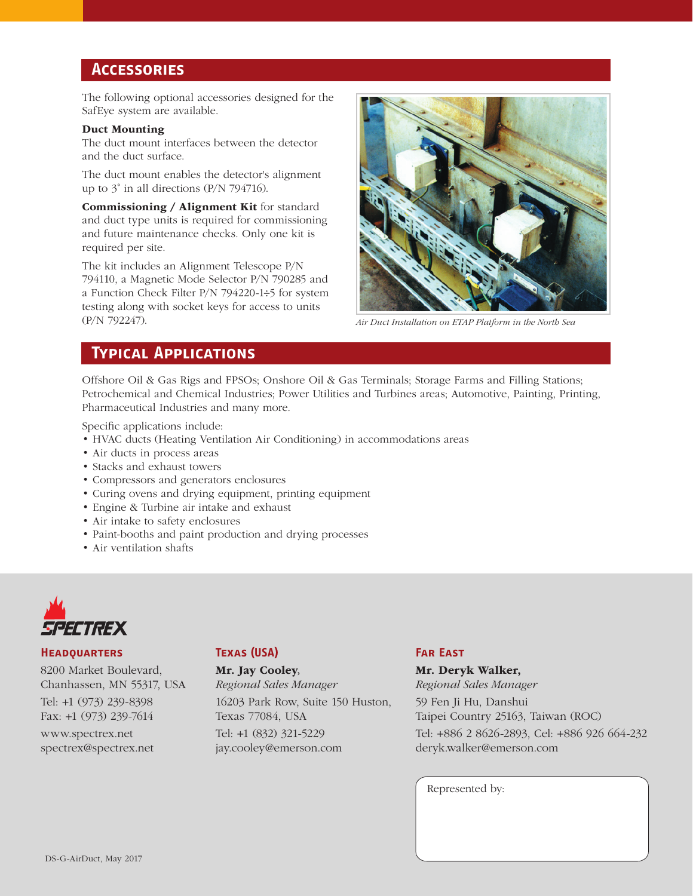## Accessories

The following optional accessories designed for the SafEye system are available.

**Duct Mounting**
The duct mount interfaces between the detector and the duct surface.

The duct mount enables the detector's alignment up to 3˚ in all directions (P/N 794716).

**Commissioning / Alignment Kit** for standard and duct type units is required for commissioning and future maintenance checks. Only one kit is required per site.

The kit includes an Alignment Telescope P/N 794110, a Magnetic Mode Selector P/N 790285 and a Function Check Filter P/N 794220-1÷5 for system testing along with socket keys for access to units (P/N 792247).

*Air Duct Installation on ETAP Platform in the North Sea*

## Typical Applications

Offshore Oil & Gas Rigs and FPSOs; Onshore Oil & Gas Terminals; Storage Farms and Filling Stations; Petrochemical and Chemical Industries; Power Utilities and Turbines areas; Automotive, Painting, Printing, Pharmaceutical Industries and many more.

Specific applications include:

- HVAC ducts (Heating Ventilation Air Conditioning) in accommodations areas
- Air ducts in process areas
- Stacks and exhaust towers
- Compressors and generators enclosures
- Curing ovens and drying equipment, printing equipment
- Engine & Turbine air intake and exhaust
- Air intake to safety enclosures
- Paint-booths and paint production and drying processes
- Air ventilation shafts

SPECTREX

### Headquarters

8200 Market Boulevard,
Chanhassen, MN 55317, USA
Tel: +1 (973) 239-8398
Fax: +1 (973) 239-7614
www.spectrex.net
spectrex@spectrex.net

### Texas (USA)

**Mr. Jay Cooley**,
*Regional Sales Manager*
16203 Park Row, Suite 150 Huston,
Texas 77084, USA
Tel: +1 (832) 321-5229
jay.cooley@emerson.com

### Far East

**Mr. Deryk Walker,**
*Regional Sales Manager*
59 Fen Ji Hu, Danshui
Taipei Country 25163, Taiwan (ROC)
Tel: +886 2 8626-2893, Cel: +886 926 664-232
deryk.walker@emerson.com

Represented by:

DS-G-AirDuct, May 2017